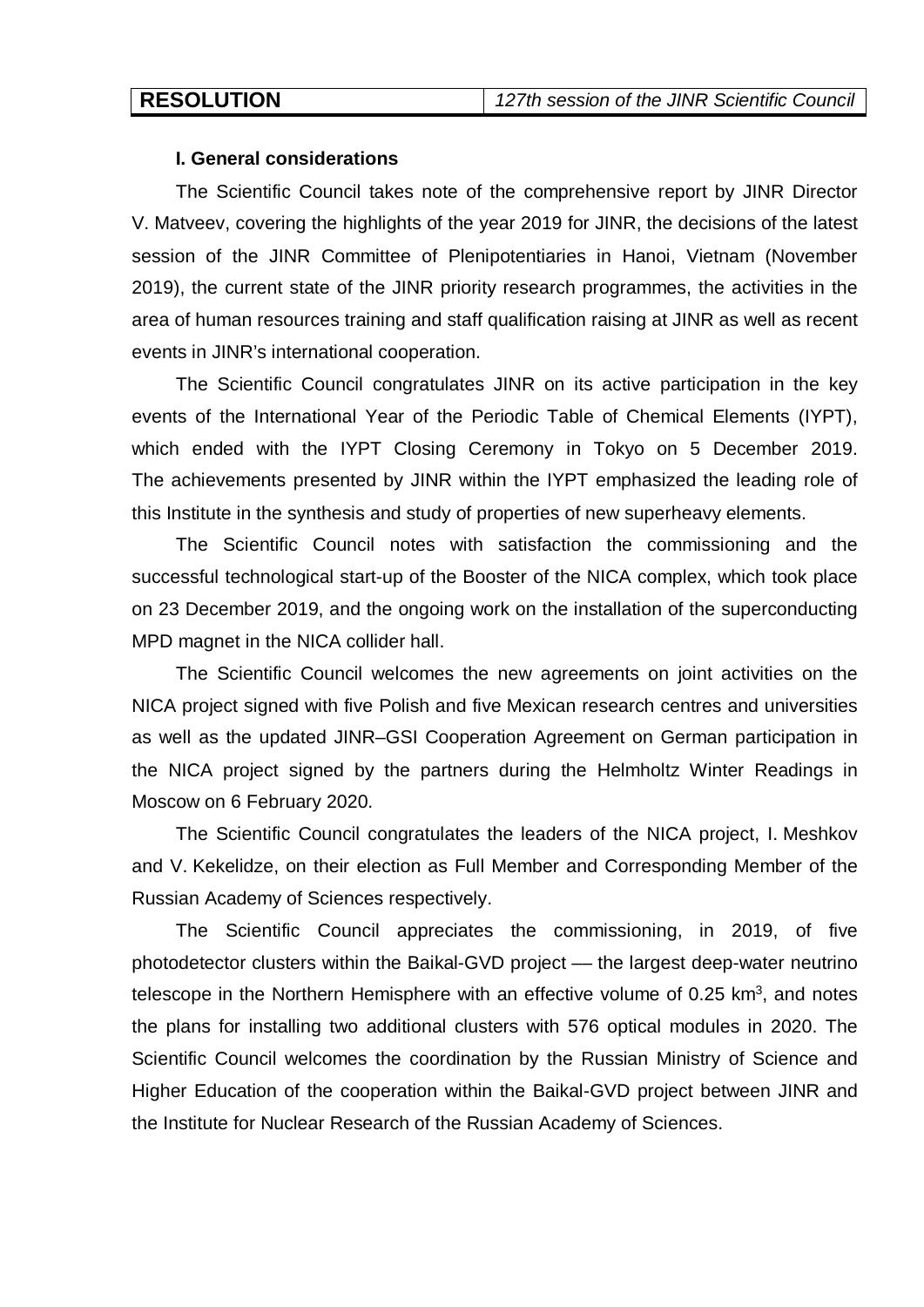| **RESOLUTION** | *127th session of the JINR Scientific Council* |
|---|---|

**I. General considerations**

The Scientific Council takes note of the comprehensive report by JINR Director V. Matveev, covering the highlights of the year 2019 for JINR, the decisions of the latest session of the JINR Committee of Plenipotentiaries in Hanoi, Vietnam (November 2019), the current state of the JINR priority research programmes, the activities in the area of human resources training and staff qualification raising at JINR as well as recent events in JINR's international cooperation.

The Scientific Council congratulates JINR on its active participation in the key events of the International Year of the Periodic Table of Chemical Elements (IYPT), which ended with the IYPT Closing Ceremony in Tokyo on 5 December 2019. The achievements presented by JINR within the IYPT emphasized the leading role of this Institute in the synthesis and study of properties of new superheavy elements.

The Scientific Council notes with satisfaction the commissioning and the successful technological start-up of the Booster of the NICA complex, which took place on 23 December 2019, and the ongoing work on the installation of the superconducting MPD magnet in the NICA collider hall.

The Scientific Council welcomes the new agreements on joint activities on the NICA project signed with five Polish and five Mexican research centres and universities as well as the updated JINR–GSI Cooperation Agreement on German participation in the NICA project signed by the partners during the Helmholtz Winter Readings in Moscow on 6 February 2020.

The Scientific Council congratulates the leaders of the NICA project, I. Meshkov and V. Kekelidze, on their election as Full Member and Corresponding Member of the Russian Academy of Sciences respectively.

The Scientific Council appreciates the commissioning, in 2019, of five photodetector clusters within the Baikal-GVD project — the largest deep-water neutrino telescope in the Northern Hemisphere with an effective volume of 0.25 $km^3$, and notes the plans for installing two additional clusters with 576 optical modules in 2020. The Scientific Council welcomes the coordination by the Russian Ministry of Science and Higher Education of the cooperation within the Baikal-GVD project between JINR and the Institute for Nuclear Research of the Russian Academy of Sciences.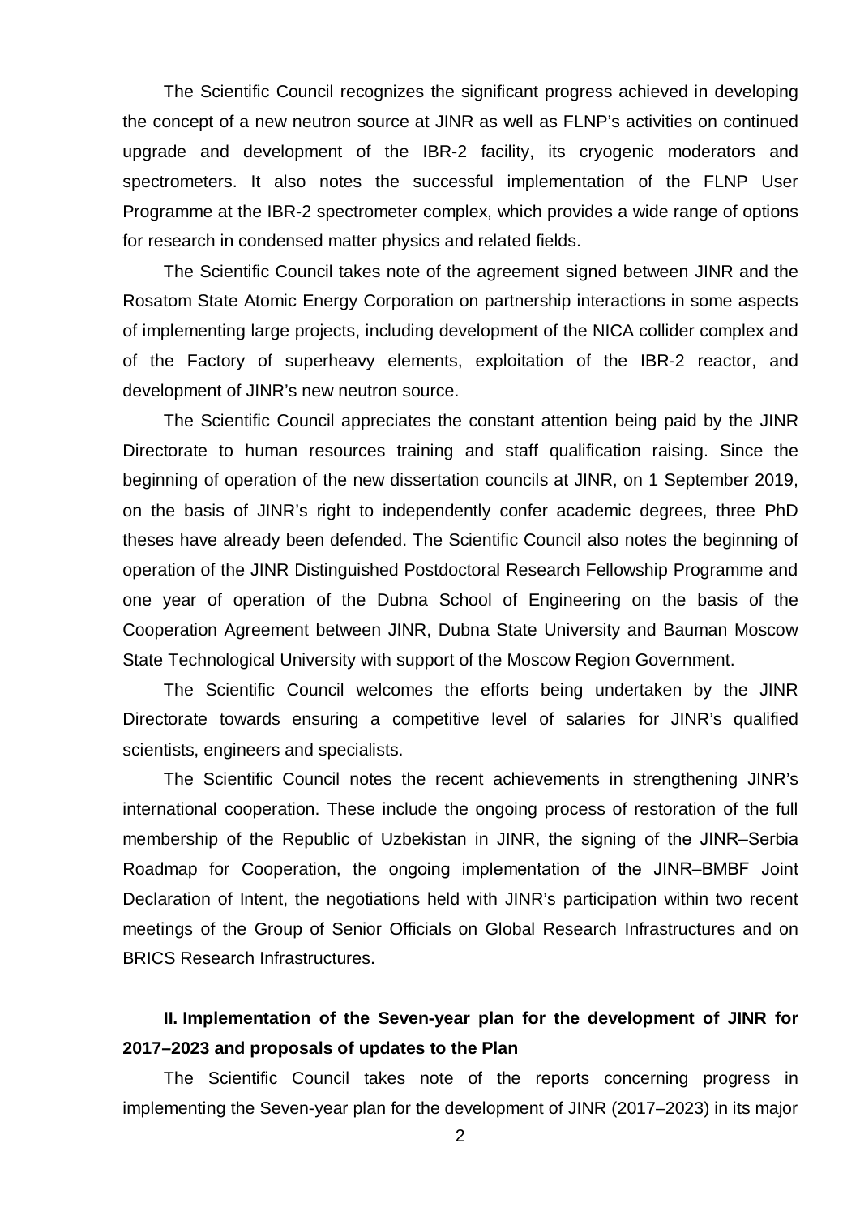The Scientific Council recognizes the significant progress achieved in developing the concept of a new neutron source at JINR as well as FLNP's activities on continued upgrade and development of the IBR-2 facility, its cryogenic moderators and spectrometers. It also notes the successful implementation of the FLNP User Programme at the IBR-2 spectrometer complex, which provides a wide range of options for research in condensed matter physics and related fields.

The Scientific Council takes note of the agreement signed between JINR and the Rosatom State Atomic Energy Corporation on partnership interactions in some aspects of implementing large projects, including development of the NICA collider complex and of the Factory of superheavy elements, exploitation of the IBR-2 reactor, and development of JINR's new neutron source.

The Scientific Council appreciates the constant attention being paid by the JINR Directorate to human resources training and staff qualification raising. Since the beginning of operation of the new dissertation councils at JINR, on 1 September 2019, on the basis of JINR's right to independently confer academic degrees, three PhD theses have already been defended. The Scientific Council also notes the beginning of operation of the JINR Distinguished Postdoctoral Research Fellowship Programme and one year of operation of the Dubna School of Engineering on the basis of the Cooperation Agreement between JINR, Dubna State University and Bauman Moscow State Technological University with support of the Moscow Region Government.

The Scientific Council welcomes the efforts being undertaken by the JINR Directorate towards ensuring a competitive level of salaries for JINR's qualified scientists, engineers and specialists.

The Scientific Council notes the recent achievements in strengthening JINR's international cooperation. These include the ongoing process of restoration of the full membership of the Republic of Uzbekistan in JINR, the signing of the JINR–Serbia Roadmap for Cooperation, the ongoing implementation of the JINR–BMBF Joint Declaration of Intent, the negotiations held with JINR's participation within two recent meetings of the Group of Senior Officials on Global Research Infrastructures and on BRICS Research Infrastructures.

## II. Implementation of the Seven-year plan for the development of JINR for 2017–2023 and proposals of updates to the Plan

The Scientific Council takes note of the reports concerning progress in implementing the Seven-year plan for the development of JINR (2017–2023) in its major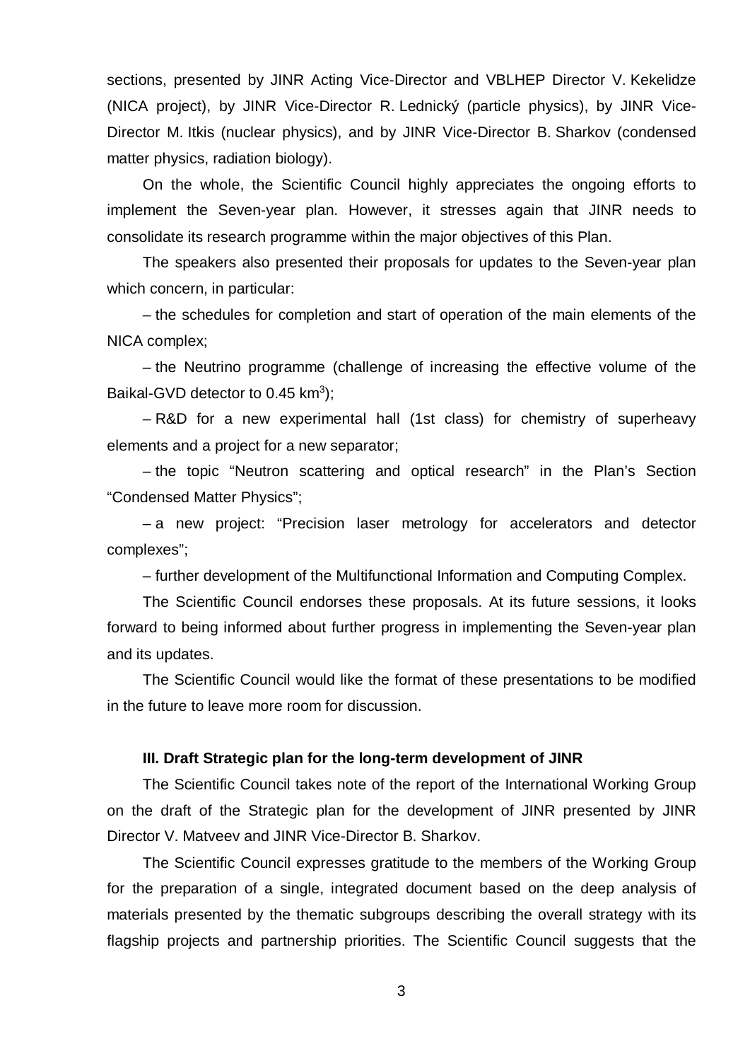sections, presented by JINR Acting Vice-Director and VBLHEP Director V. Kekelidze (NICA project), by JINR Vice-Director R. Lednický (particle physics), by JINR Vice-Director M. Itkis (nuclear physics), and by JINR Vice-Director B. Sharkov (condensed matter physics, radiation biology).

On the whole, the Scientific Council highly appreciates the ongoing efforts to implement the Seven-year plan. However, it stresses again that JINR needs to consolidate its research programme within the major objectives of this Plan.

The speakers also presented their proposals for updates to the Seven-year plan which concern, in particular:

– the schedules for completion and start of operation of the main elements of the NICA complex;

– the Neutrino programme (challenge of increasing the effective volume of the Baikal-GVD detector to 0.45 $km^3$);

– R&D for a new experimental hall (1st class) for chemistry of superheavy elements and a project for a new separator;

– the topic "Neutron scattering and optical research" in the Plan's Section "Condensed Matter Physics";

– a new project: "Precision laser metrology for accelerators and detector complexes";

– further development of the Multifunctional Information and Computing Complex.

The Scientific Council endorses these proposals. At its future sessions, it looks forward to being informed about further progress in implementing the Seven-year plan and its updates.

The Scientific Council would like the format of these presentations to be modified in the future to leave more room for discussion.

### III. Draft Strategic plan for the long-term development of JINR

The Scientific Council takes note of the report of the International Working Group on the draft of the Strategic plan for the development of JINR presented by JINR Director V. Matveev and JINR Vice-Director B. Sharkov.

The Scientific Council expresses gratitude to the members of the Working Group for the preparation of a single, integrated document based on the deep analysis of materials presented by the thematic subgroups describing the overall strategy with its flagship projects and partnership priorities. The Scientific Council suggests that the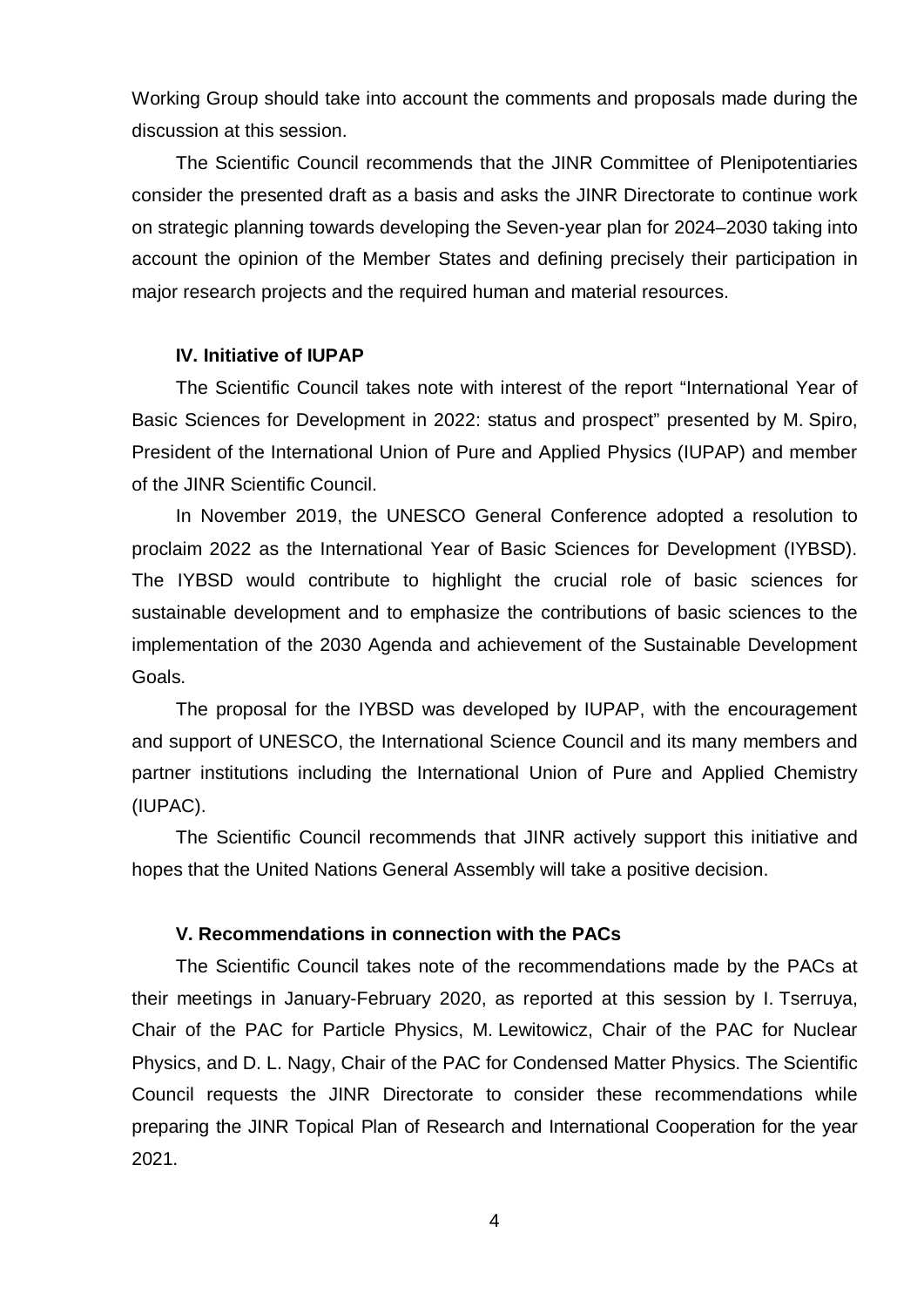Working Group should take into account the comments and proposals made during the discussion at this session.

The Scientific Council recommends that the JINR Committee of Plenipotentiaries consider the presented draft as a basis and asks the JINR Directorate to continue work on strategic planning towards developing the Seven-year plan for 2024–2030 taking into account the opinion of the Member States and defining precisely their participation in major research projects and the required human and material resources.

### IV. Initiative of IUPAP

The Scientific Council takes note with interest of the report "International Year of Basic Sciences for Development in 2022: status and prospect" presented by M. Spiro, President of the International Union of Pure and Applied Physics (IUPAP) and member of the JINR Scientific Council.

In November 2019, the UNESCO General Conference adopted a resolution to proclaim 2022 as the International Year of Basic Sciences for Development (IYBSD). The IYBSD would contribute to highlight the crucial role of basic sciences for sustainable development and to emphasize the contributions of basic sciences to the implementation of the 2030 Agenda and achievement of the Sustainable Development Goals.

The proposal for the IYBSD was developed by IUPAP, with the encouragement and support of UNESCO, the International Science Council and its many members and partner institutions including the International Union of Pure and Applied Chemistry (IUPAC).

The Scientific Council recommends that JINR actively support this initiative and hopes that the United Nations General Assembly will take a positive decision.

### V. Recommendations in connection with the PACs

The Scientific Council takes note of the recommendations made by the PACs at their meetings in January-February 2020, as reported at this session by I. Tserruya, Chair of the PAC for Particle Physics, M. Lewitowicz, Chair of the PAC for Nuclear Physics, and D. L. Nagy, Chair of the PAC for Condensed Matter Physics. The Scientific Council requests the JINR Directorate to consider these recommendations while preparing the JINR Topical Plan of Research and International Cooperation for the year 2021.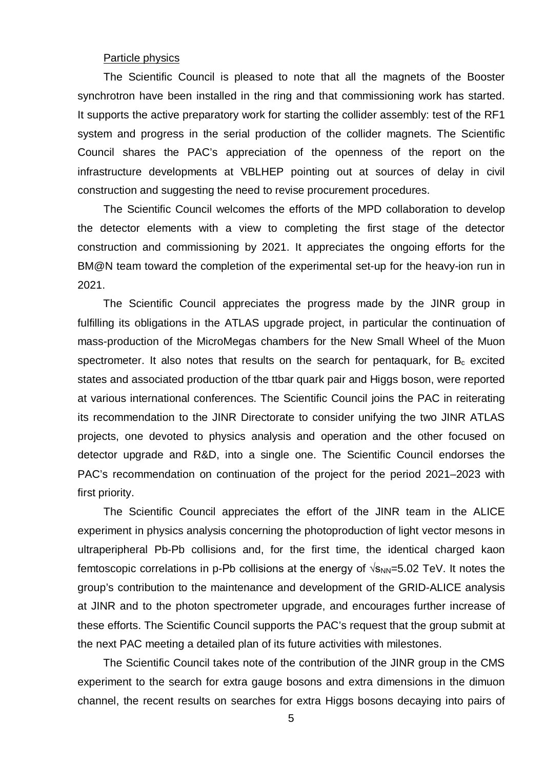Particle physics

The Scientific Council is pleased to note that all the magnets of the Booster synchrotron have been installed in the ring and that commissioning work has started. It supports the active preparatory work for starting the collider assembly: test of the RF1 system and progress in the serial production of the collider magnets. The Scientific Council shares the PAC's appreciation of the openness of the report on the infrastructure developments at VBLHEP pointing out at sources of delay in civil construction and suggesting the need to revise procurement procedures.

The Scientific Council welcomes the efforts of the MPD collaboration to develop the detector elements with a view to completing the first stage of the detector construction and commissioning by 2021. It appreciates the ongoing efforts for the BM@N team toward the completion of the experimental set-up for the heavy-ion run in 2021.

The Scientific Council appreciates the progress made by the JINR group in fulfilling its obligations in the ATLAS upgrade project, in particular the continuation of mass-production of the MicroMegas chambers for the New Small Wheel of the Muon spectrometer. It also notes that results on the search for pentaquark, for $B_c$ excited states and associated production of the ttbar quark pair and Higgs boson, were reported at various international conferences. The Scientific Council joins the PAC in reiterating its recommendation to the JINR Directorate to consider unifying the two JINR ATLAS projects, one devoted to physics analysis and operation and the other focused on detector upgrade and R&D, into a single one. The Scientific Council endorses the PAC's recommendation on continuation of the project for the period 2021–2023 with first priority.

The Scientific Council appreciates the effort of the JINR team in the ALICE experiment in physics analysis concerning the photoproduction of light vector mesons in ultraperipheral Pb-Pb collisions and, for the first time, the identical charged kaon femtoscopic correlations in p-Pb collisions at the energy of $\sqrt{s_{NN}}$=5.02 TeV. It notes the group's contribution to the maintenance and development of the GRID-ALICE analysis at JINR and to the photon spectrometer upgrade, and encourages further increase of these efforts. The Scientific Council supports the PAC's request that the group submit at the next PAC meeting a detailed plan of its future activities with milestones.

The Scientific Council takes note of the contribution of the JINR group in the CMS experiment to the search for extra gauge bosons and extra dimensions in the dimuon channel, the recent results on searches for extra Higgs bosons decaying into pairs of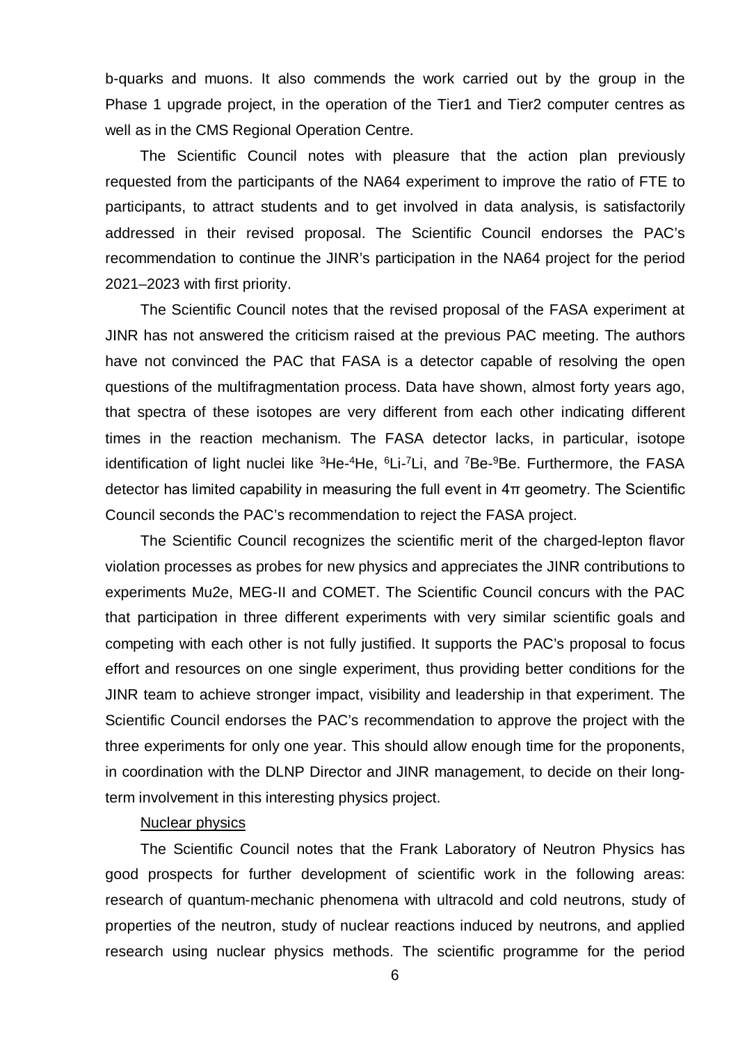b-quarks and muons. It also commends the work carried out by the group in the Phase 1 upgrade project, in the operation of the Tier1 and Tier2 computer centres as well as in the CMS Regional Operation Centre.

The Scientific Council notes with pleasure that the action plan previously requested from the participants of the NA64 experiment to improve the ratio of FTE to participants, to attract students and to get involved in data analysis, is satisfactorily addressed in their revised proposal. The Scientific Council endorses the PAC's recommendation to continue the JINR's participation in the NA64 project for the period 2021–2023 with first priority.

The Scientific Council notes that the revised proposal of the FASA experiment at JINR has not answered the criticism raised at the previous PAC meeting. The authors have not convinced the PAC that FASA is a detector capable of resolving the open questions of the multifragmentation process. Data have shown, almost forty years ago, that spectra of these isotopes are very different from each other indicating different times in the reaction mechanism. The FASA detector lacks, in particular, isotope identification of light nuclei like $^{3}$He-$^{4}$He, $^{6}$Li-$^{7}$Li, and $^{7}$Be-$^{9}$Be. Furthermore, the FASA detector has limited capability in measuring the full event in $4\pi$ geometry. The Scientific Council seconds the PAC's recommendation to reject the FASA project.

The Scientific Council recognizes the scientific merit of the charged-lepton flavor violation processes as probes for new physics and appreciates the JINR contributions to experiments Mu2e, MEG-II and COMET. The Scientific Council concurs with the PAC that participation in three different experiments with very similar scientific goals and competing with each other is not fully justified. It supports the PAC's proposal to focus effort and resources on one single experiment, thus providing better conditions for the JINR team to achieve stronger impact, visibility and leadership in that experiment. The Scientific Council endorses the PAC's recommendation to approve the project with the three experiments for only one year. This should allow enough time for the proponents, in coordination with the DLNP Director and JINR management, to decide on their long-term involvement in this interesting physics project.

Nuclear physics

The Scientific Council notes that the Frank Laboratory of Neutron Physics has good prospects for further development of scientific work in the following areas: research of quantum-mechanic phenomena with ultracold and cold neutrons, study of properties of the neutron, study of nuclear reactions induced by neutrons, and applied research using nuclear physics methods. The scientific programme for the period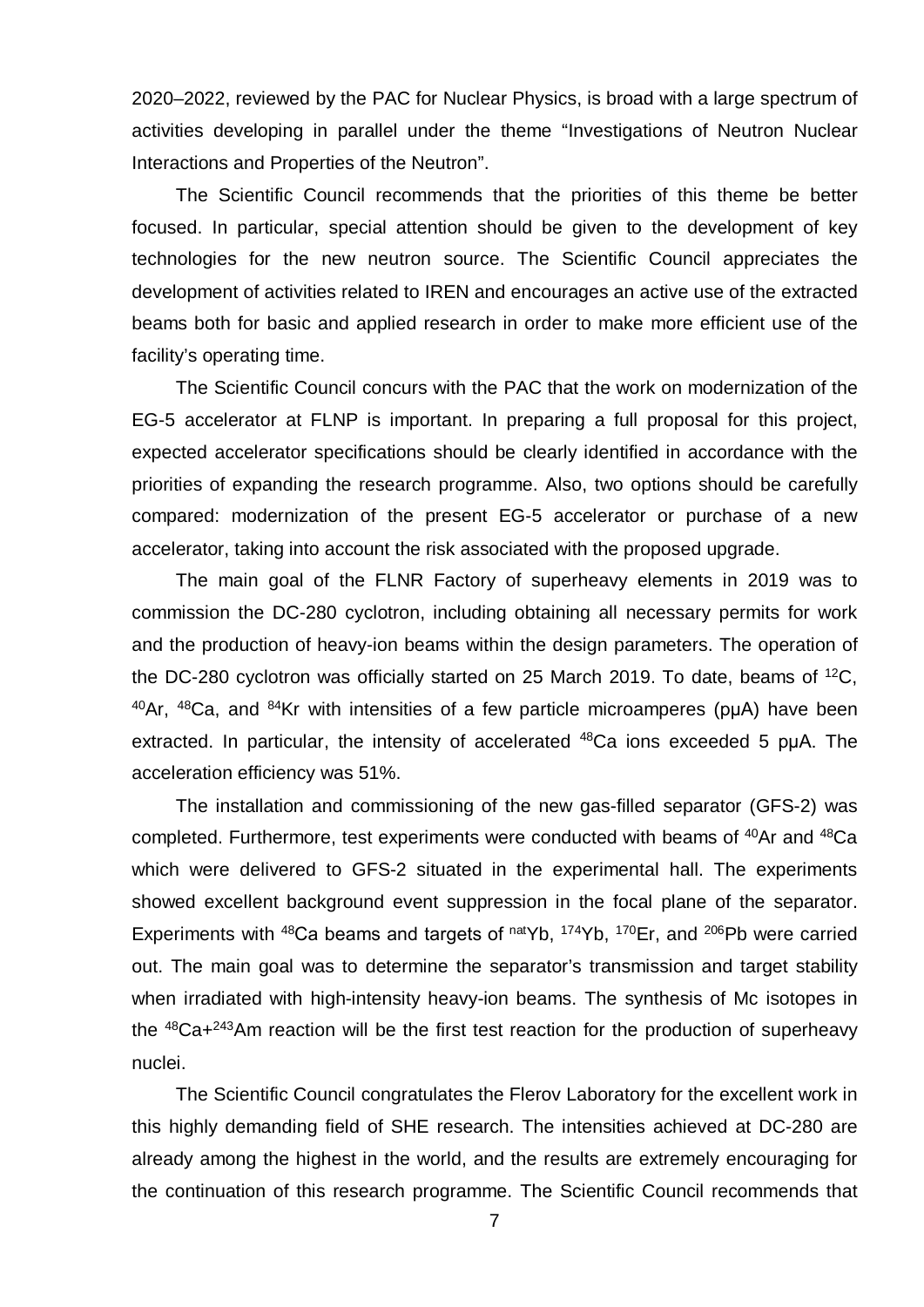2020–2022, reviewed by the PAC for Nuclear Physics, is broad with a large spectrum of activities developing in parallel under the theme "Investigations of Neutron Nuclear Interactions and Properties of the Neutron".

The Scientific Council recommends that the priorities of this theme be better focused. In particular, special attention should be given to the development of key technologies for the new neutron source. The Scientific Council appreciates the development of activities related to IREN and encourages an active use of the extracted beams both for basic and applied research in order to make more efficient use of the facility's operating time.

The Scientific Council concurs with the PAC that the work on modernization of the EG-5 accelerator at FLNP is important. In preparing a full proposal for this project, expected accelerator specifications should be clearly identified in accordance with the priorities of expanding the research programme. Also, two options should be carefully compared: modernization of the present EG-5 accelerator or purchase of a new accelerator, taking into account the risk associated with the proposed upgrade.

The main goal of the FLNR Factory of superheavy elements in 2019 was to commission the DC-280 cyclotron, including obtaining all necessary permits for work and the production of heavy-ion beams within the design parameters. The operation of the DC-280 cyclotron was officially started on 25 March 2019. To date, beams of $^{12}C$, $^{40}Ar$, $^{48}Ca$, and $^{84}Kr$ with intensities of a few particle microamperes (pμA) have been extracted. In particular, the intensity of accelerated $^{48}Ca$ ions exceeded 5 pμA. The acceleration efficiency was 51%.

The installation and commissioning of the new gas-filled separator (GFS-2) was completed. Furthermore, test experiments were conducted with beams of $^{40}Ar$ and $^{48}Ca$ which were delivered to GFS-2 situated in the experimental hall. The experiments showed excellent background event suppression in the focal plane of the separator. Experiments with $^{48}Ca$ beams and targets of $^{nat}Yb$, $^{174}Yb$, $^{170}Er$, and $^{206}Pb$ were carried out. The main goal was to determine the separator's transmission and target stability when irradiated with high-intensity heavy-ion beams. The synthesis of Mc isotopes in the $^{48}Ca+^{243}Am$ reaction will be the first test reaction for the production of superheavy nuclei.

The Scientific Council congratulates the Flerov Laboratory for the excellent work in this highly demanding field of SHE research. The intensities achieved at DC-280 are already among the highest in the world, and the results are extremely encouraging for the continuation of this research programme. The Scientific Council recommends that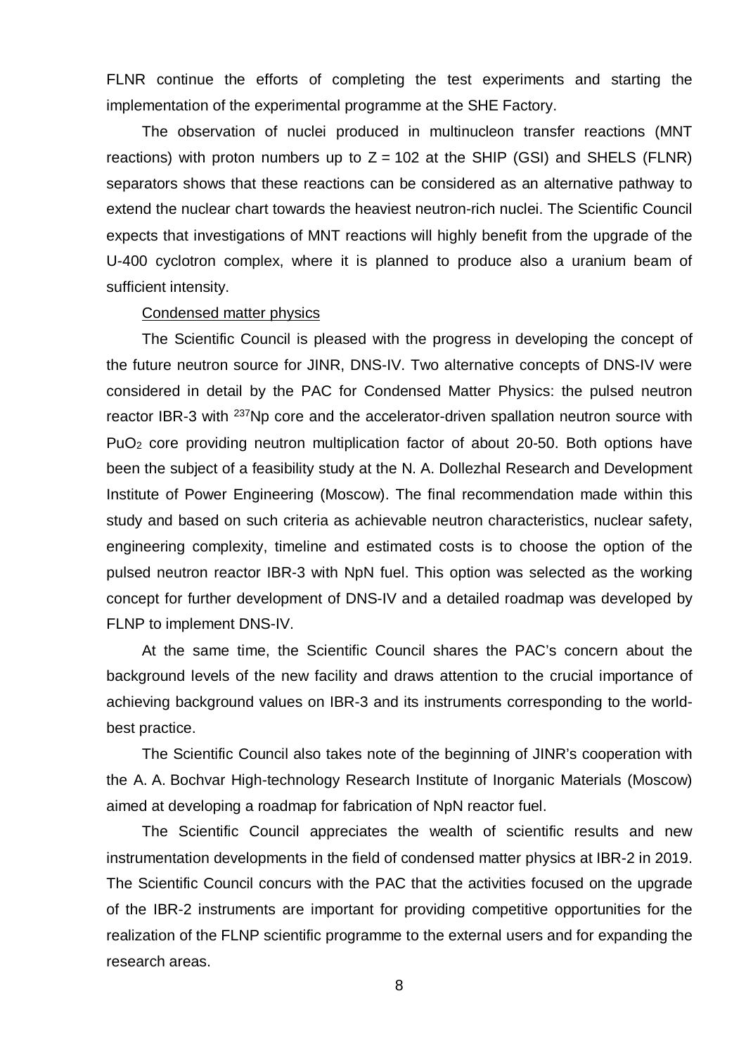FLNR continue the efforts of completing the test experiments and starting the implementation of the experimental programme at the SHE Factory.

The observation of nuclei produced in multinucleon transfer reactions (MNT reactions) with proton numbers up to $Z = 102$ at the SHIP (GSI) and SHELS (FLNR) separators shows that these reactions can be considered as an alternative pathway to extend the nuclear chart towards the heaviest neutron-rich nuclei. The Scientific Council expects that investigations of MNT reactions will highly benefit from the upgrade of the U-400 cyclotron complex, where it is planned to produce also a uranium beam of sufficient intensity.

Condensed matter physics

The Scientific Council is pleased with the progress in developing the concept of the future neutron source for JINR, DNS-IV. Two alternative concepts of DNS-IV were considered in detail by the PAC for Condensed Matter Physics: the pulsed neutron reactor IBR-3 with $^{237}Np$ core and the accelerator-driven spallation neutron source with $PuO_2$ core providing neutron multiplication factor of about 20-50. Both options have been the subject of a feasibility study at the N. A. Dollezhal Research and Development Institute of Power Engineering (Moscow). The final recommendation made within this study and based on such criteria as achievable neutron characteristics, nuclear safety, engineering complexity, timeline and estimated costs is to choose the option of the pulsed neutron reactor IBR-3 with NpN fuel. This option was selected as the working concept for further development of DNS-IV and a detailed roadmap was developed by FLNP to implement DNS-IV.

At the same time, the Scientific Council shares the PAC's concern about the background levels of the new facility and draws attention to the crucial importance of achieving background values on IBR-3 and its instruments corresponding to the world-best practice.

The Scientific Council also takes note of the beginning of JINR's cooperation with the A. A. Bochvar High-technology Research Institute of Inorganic Materials (Moscow) aimed at developing a roadmap for fabrication of NpN reactor fuel.

The Scientific Council appreciates the wealth of scientific results and new instrumentation developments in the field of condensed matter physics at IBR-2 in 2019. The Scientific Council concurs with the PAC that the activities focused on the upgrade of the IBR-2 instruments are important for providing competitive opportunities for the realization of the FLNP scientific programme to the external users and for expanding the research areas.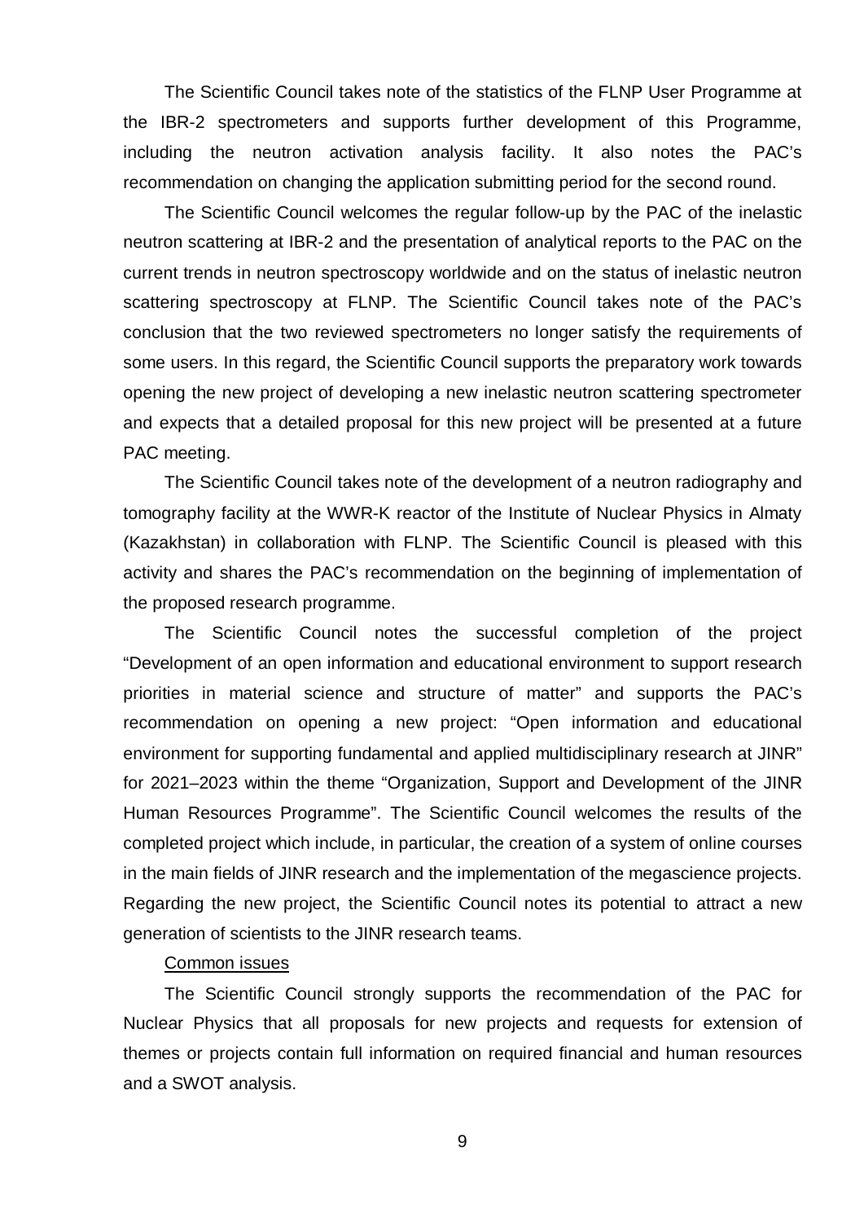The Scientific Council takes note of the statistics of the FLNP User Programme at the IBR-2 spectrometers and supports further development of this Programme, including the neutron activation analysis facility. It also notes the PAC's recommendation on changing the application submitting period for the second round.

The Scientific Council welcomes the regular follow-up by the PAC of the inelastic neutron scattering at IBR-2 and the presentation of analytical reports to the PAC on the current trends in neutron spectroscopy worldwide and on the status of inelastic neutron scattering spectroscopy at FLNP. The Scientific Council takes note of the PAC's conclusion that the two reviewed spectrometers no longer satisfy the requirements of some users. In this regard, the Scientific Council supports the preparatory work towards opening the new project of developing a new inelastic neutron scattering spectrometer and expects that a detailed proposal for this new project will be presented at a future PAC meeting.

The Scientific Council takes note of the development of a neutron radiography and tomography facility at the WWR-K reactor of the Institute of Nuclear Physics in Almaty (Kazakhstan) in collaboration with FLNP. The Scientific Council is pleased with this activity and shares the PAC's recommendation on the beginning of implementation of the proposed research programme.

The Scientific Council notes the successful completion of the project "Development of an open information and educational environment to support research priorities in material science and structure of matter" and supports the PAC's recommendation on opening a new project: "Open information and educational environment for supporting fundamental and applied multidisciplinary research at JINR" for 2021–2023 within the theme "Organization, Support and Development of the JINR Human Resources Programme". The Scientific Council welcomes the results of the completed project which include, in particular, the creation of a system of online courses in the main fields of JINR research and the implementation of the megascience projects. Regarding the new project, the Scientific Council notes its potential to attract a new generation of scientists to the JINR research teams.

Common issues

The Scientific Council strongly supports the recommendation of the PAC for Nuclear Physics that all proposals for new projects and requests for extension of themes or projects contain full information on required financial and human resources and a SWOT analysis.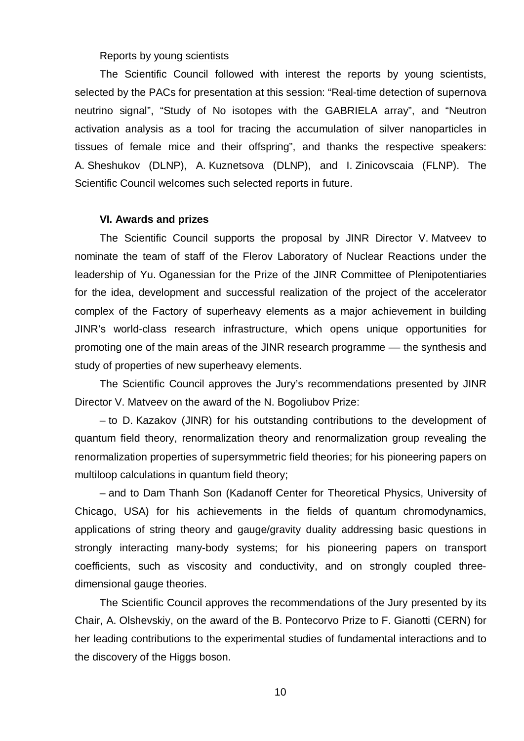Reports by young scientists

The Scientific Council followed with interest the reports by young scientists, selected by the PACs for presentation at this session: "Real-time detection of supernova neutrino signal", "Study of No isotopes with the GABRIELA array", and "Neutron activation analysis as a tool for tracing the accumulation of silver nanoparticles in tissues of female mice and their offspring", and thanks the respective speakers: A. Sheshukov (DLNP), A. Kuznetsova (DLNP), and I. Zinicovscaia (FLNP). The Scientific Council welcomes such selected reports in future.

### VI. Awards and prizes

The Scientific Council supports the proposal by JINR Director V. Matveev to nominate the team of staff of the Flerov Laboratory of Nuclear Reactions under the leadership of Yu. Oganessian for the Prize of the JINR Committee of Plenipotentiaries for the idea, development and successful realization of the project of the accelerator complex of the Factory of superheavy elements as a major achievement in building JINR's world-class research infrastructure, which opens unique opportunities for promoting one of the main areas of the JINR research programme — the synthesis and study of properties of new superheavy elements.

The Scientific Council approves the Jury's recommendations presented by JINR Director V. Matveev on the award of the N. Bogoliubov Prize:

– to D. Kazakov (JINR) for his outstanding contributions to the development of quantum field theory, renormalization theory and renormalization group revealing the renormalization properties of supersymmetric field theories; for his pioneering papers on multiloop calculations in quantum field theory;

– and to Dam Thanh Son (Kadanoff Center for Theoretical Physics, University of Chicago, USA) for his achievements in the fields of quantum chromodynamics, applications of string theory and gauge/gravity duality addressing basic questions in strongly interacting many-body systems; for his pioneering papers on transport coefficients, such as viscosity and conductivity, and on strongly coupled three-dimensional gauge theories.

The Scientific Council approves the recommendations of the Jury presented by its Chair, A. Olshevskiy, on the award of the B. Pontecorvo Prize to F. Gianotti (CERN) for her leading contributions to the experimental studies of fundamental interactions and to the discovery of the Higgs boson.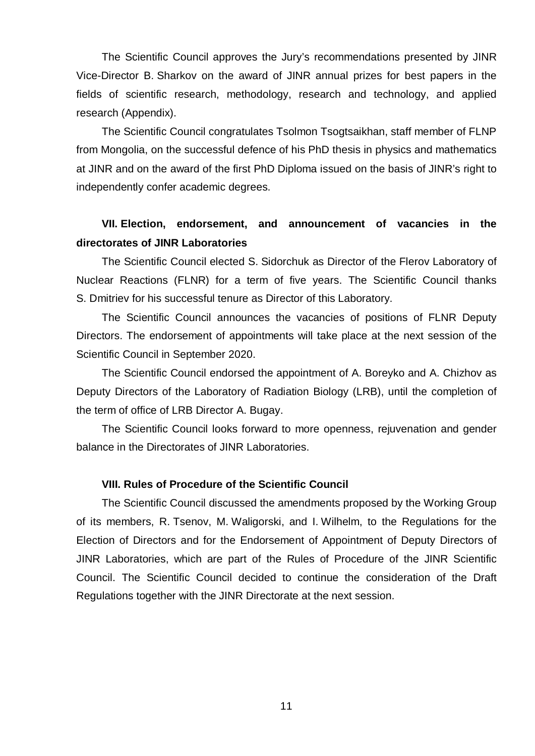The Scientific Council approves the Jury's recommendations presented by JINR Vice-Director B. Sharkov on the award of JINR annual prizes for best papers in the fields of scientific research, methodology, research and technology, and applied research (Appendix).

The Scientific Council congratulates Tsolmon Tsogtsaikhan, staff member of FLNP from Mongolia, on the successful defence of his PhD thesis in physics and mathematics at JINR and on the award of the first PhD Diploma issued on the basis of JINR's right to independently confer academic degrees.

## VII. Election, endorsement, and announcement of vacancies in the directorates of JINR Laboratories

The Scientific Council elected S. Sidorchuk as Director of the Flerov Laboratory of Nuclear Reactions (FLNR) for a term of five years. The Scientific Council thanks S. Dmitriev for his successful tenure as Director of this Laboratory.

The Scientific Council announces the vacancies of positions of FLNR Deputy Directors. The endorsement of appointments will take place at the next session of the Scientific Council in September 2020.

The Scientific Council endorsed the appointment of A. Boreyko and A. Chizhov as Deputy Directors of the Laboratory of Radiation Biology (LRB), until the completion of the term of office of LRB Director A. Bugay.

The Scientific Council looks forward to more openness, rejuvenation and gender balance in the Directorates of JINR Laboratories.

## VIII. Rules of Procedure of the Scientific Council

The Scientific Council discussed the amendments proposed by the Working Group of its members, R. Tsenov, M. Waligorski, and I. Wilhelm, to the Regulations for the Election of Directors and for the Endorsement of Appointment of Deputy Directors of JINR Laboratories, which are part of the Rules of Procedure of the JINR Scientific Council. The Scientific Council decided to continue the consideration of the Draft Regulations together with the JINR Directorate at the next session.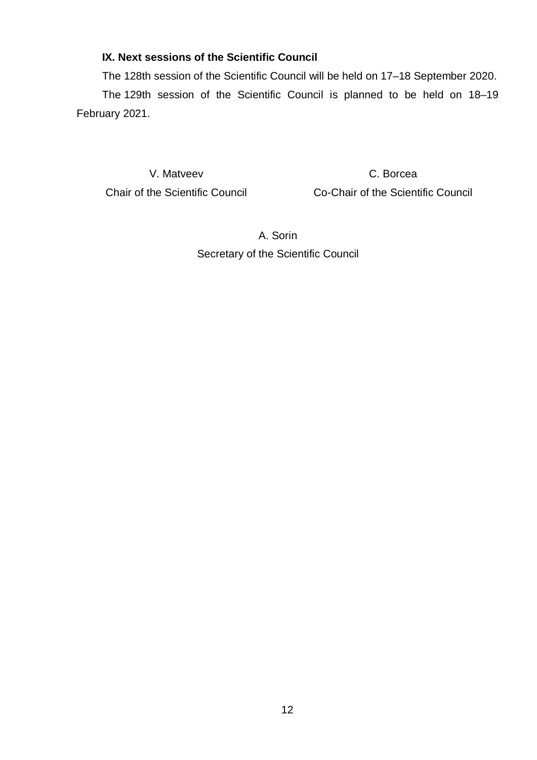## IX. Next sessions of the Scientific Council

The 128th session of the Scientific Council will be held on 17–18 September 2020.

The 129th session of the Scientific Council is planned to be held on 18–19 February 2021.

V. Matveev
Chair of the Scientific Council

C. Borcea
Co-Chair of the Scientific Council

A. Sorin
Secretary of the Scientific Council